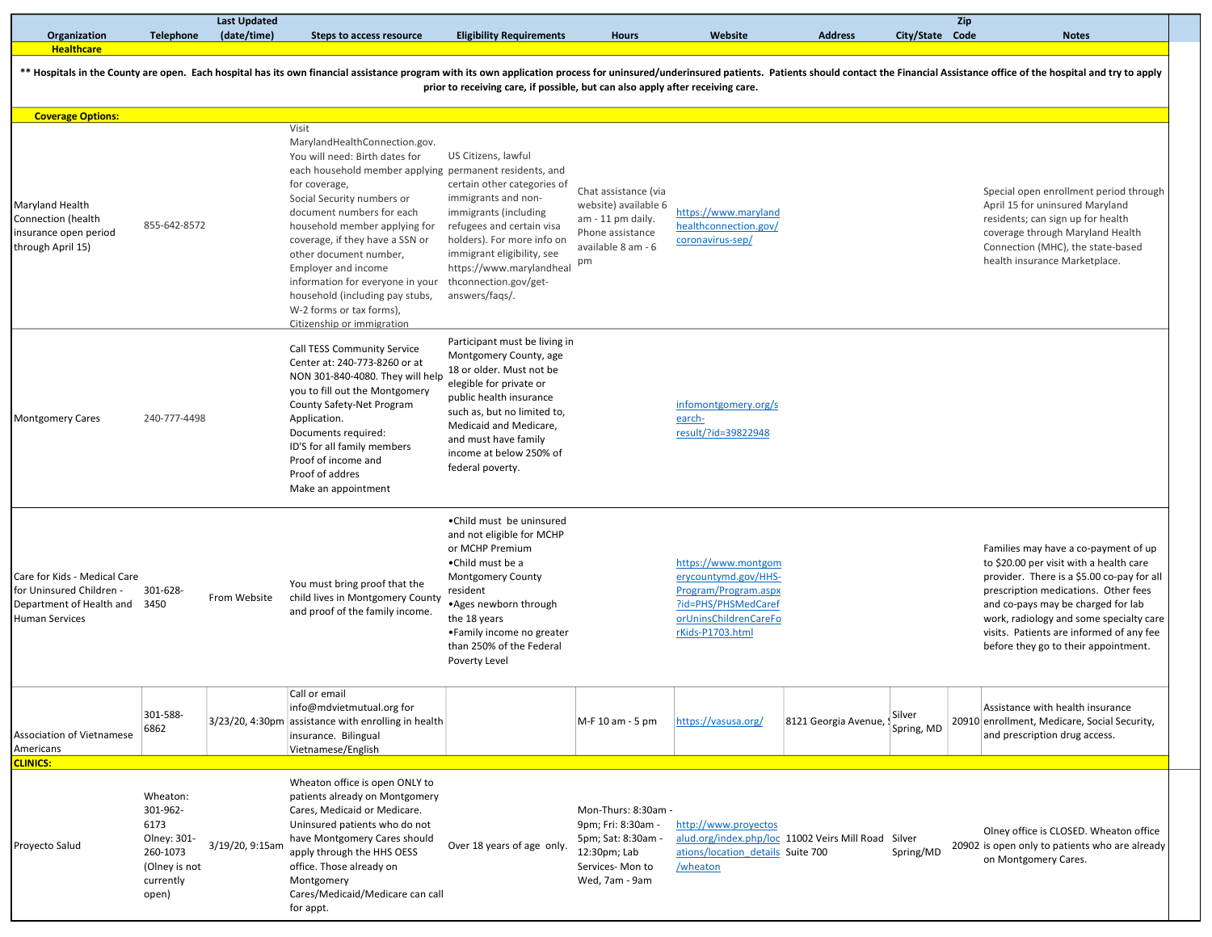| Organization | Telephone | Last Updated (date/time) | Steps to access resource | Eligibility Requirements | Hours | Website | Address | City/State | Zip Code | Notes |
|---|---|---|---|---|---|---|---|---|---|---|
| **Healthcare** | | | | | | | | | | |
| **\*\* Hospitals in the County are open. Each hospital has its own financial assistance program with its own application process for uninsured/underinsured patients. Patients should contact the Financial Assistance office of the hospital and try to apply prior to receiving care, if possible, but can also apply after receiving care.** | | | | | | | | | | |
| **Coverage Options:** | | | | | | | | | | |
| Maryland Health Connection (health insurance open period through April 15) | 855-642-8572 | | Visit MarylandHealthConnection.gov. You will need: Birth dates for each household member applying for coverage, Social Security numbers or document numbers for each household member applying for coverage, if they have a SSN or other document number, Employer and income information for everyone in your household (including pay stubs, W-2 forms or tax forms), Citizenship or immigration | US Citizens, lawful permanent residents, and certain other categories of immigrants and non-immigrants (including refugees and certain visa holders). For more info on immigrant eligibility, see https://www.marylandhealthconnection.gov/get-answers/faqs/. | Chat assistance (via website) available 6 am - 11 pm daily. Phone assistance available 8 am - 6 pm | https://www.marylandhealthconnection.gov/coronavirus-sep/ | | | | Special open enrollment period through April 15 for uninsured Maryland residents; can sign up for health coverage through Maryland Health Connection (MHC), the state-based health insurance Marketplace. |
| Montgomery Cares | 240-777-4498 | | Call TESS Community Service Center at: 240-773-8260 or at NON 301-840-4080. They will help you to fill out the Montgomery County Safety-Net Program Application. Documents required: ID'S for all family members Proof of income and Proof of addres Make an appointment | Participant must be living in Montgomery County, age 18 or older. Must not be elegible for private or public health insurance such as, but no limited to, Medicaid and Medicare, and must have family income at below 250% of federal poverty. | | infomontgomery.org/search-result/?id=39822948 | | | | |
| Care for Kids - Medical Care for Uninsured Children - Department of Health and Human Services | 301-628-3450 | From Website | You must bring proof that the child lives in Montgomery County and proof of the family income. | •Child must be uninsured and not eligible for MCHP or MCHP Premium •Child must be a Montgomery County resident •Ages newborn through the 18 years •Family income no greater than 250% of the Federal Poverty Level | | https://www.montgomerycountymd.gov/HHS-Program/Program.aspx?id=PHS/PHSMedCareforUninsChildrenCareForKids-P1703.html | | | | Families may have a co-payment of up to $20.00 per visit with a health care provider. There is a $5.00 co-pay for all prescription medications. Other fees and co-pays may be charged for lab work, radiology and some specialty care visits. Patients are informed of any fee before they go to their appointment. |
| Association of Vietnamese Americans | 301-588-6862 | 3/23/20, 4:30pm | Call or email info@mdvietmutual.org for assistance with enrolling in health insurance. Bilingual Vietnamese/English | | M-F 10 am - 5 pm | https://vasusa.org/ | 8121 Georgia Avenue, S | Silver Spring, MD | 20910 | Assistance with health insurance enrollment, Medicare, Social Security, and prescription drug access. |
| **CLINICS:** | | | | | | | | | | |
| Proyecto Salud | Wheaton: 301-962-6173 Olney: 301-260-1073 (Olney is not currently open) | 3/19/20, 9:15am | Wheaton office is open ONLY to patients already on Montgomery Cares, Medicaid or Medicare. Uninsured patients who do not have Montgomery Cares should apply through the HHS OESS office. Those already on Montgomery Cares/Medicaid/Medicare can call for appt. | Over 18 years of age only. | Mon-Thurs: 8:30am - 9pm; Fri: 8:30am - 5pm; Sat: 8:30am - 12:30pm; Lab Services- Mon to Wed, 7am - 9am | http://www.proyectosalud.org/index.php/locations/location_details/wheaton | 11002 Veirs Mill Road Suite 700 | Silver Spring/MD | 20902 | Olney office is CLOSED. Wheaton office is open only to patients who are already on Montgomery Cares. |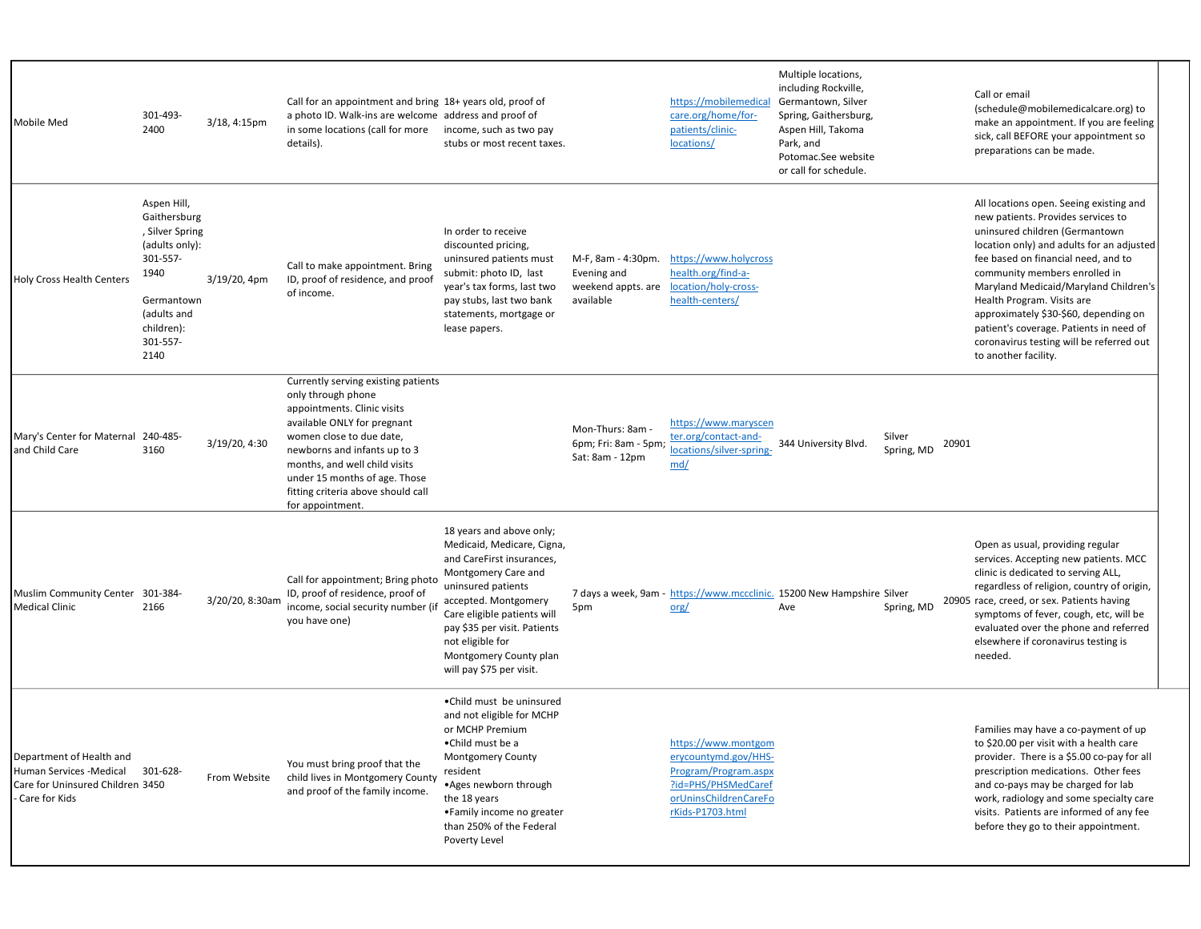| | | | | | | | | | | |
|---|---|---|---|---|---|---|---|---|---|---|
| Mobile Med | 301-493-2400 | 3/18, 4:15pm | Call for an appointment and bring a photo ID. Walk-ins are welcome in some locations (call for more details). | 18+ years old, proof of address and proof of income, such as two pay stubs or most recent taxes. | | https://mobilemedicalcare.org/home/for-patients/clinic-locations/ | Multiple locations, including Rockville, Germantown, Silver Spring, Gaithersburg, Aspen Hill, Takoma Park, and Potomac.See website or call for schedule. | | | Call or email (schedule@mobilemedicalcare.org) to make an appointment. If you are feeling sick, call BEFORE your appointment so preparations can be made. |
| Holy Cross Health Centers | Aspen Hill, Gaithersburg, Silver Spring (adults only): 301-557-1940<br><br>Germantown (adults and children): 301-557-2140 | 3/19/20, 4pm | Call to make appointment. Bring ID, proof of residence, and proof of income. | In order to receive discounted pricing, uninsured patients must submit: photo ID, last year's tax forms, last two pay stubs, last two bank statements, mortgage or lease papers. | M-F, 8am - 4:30pm. Evening and weekend appts. are available | https://www.holycrosshealth.org/find-a-location/holy-cross-health-centers/ | | | | All locations open. Seeing existing and new patients. Provides services to uninsured children (Germantown location only) and adults for an adjusted fee based on financial need, and to community members enrolled in Maryland Medicaid/Maryland Children's Health Program. Visits are approximately $30-$60, depending on patient's coverage. Patients in need of coronavirus testing will be referred out to another facility. |
| Mary's Center for Maternal and Child Care | 240-485-3160 | 3/19/20, 4:30 | Currently serving existing patients only through phone appointments. Clinic visits available ONLY for pregnant women close to due date, newborns and infants up to 3 months, and well child visits under 15 months of age. Those fitting criteria above should call for appointment. | | Mon-Thurs: 8am - 6pm; Fri: 8am - 5pm; Sat: 8am - 12pm | https://www.maryscenter.org/contact-and-locations/silver-spring-md/ | 344 University Blvd. | Silver Spring, MD | 20901 | |
| Muslim Community Center Medical Clinic | 301-384-2166 | 3/20/20, 8:30am | Call for appointment; Bring photo ID, proof of residence, proof of income, social security number (if you have one) | 18 years and above only; Medicaid, Medicare, Cigna, and CareFirst insurances, Montgomery Care and uninsured patients accepted. Montgomery Care eligible patients will pay $35 per visit. Patients not eligible for Montgomery County plan will pay $75 per visit. | 7 days a week, 9am - 5pm | https://www.mccclinic.org/ | 15200 New Hampshire Ave | Silver Spring, MD | 20905 | Open as usual, providing regular services. Accepting new patients. MCC clinic is dedicated to serving ALL, regardless of religion, country of origin, race, creed, or sex. Patients having symptoms of fever, cough, etc, will be evaluated over the phone and referred elsewhere if coronavirus testing is needed. |
| Department of Health and Human Services -Medical Care for Uninsured Children - Care for Kids | 301-628-3450 | From Website | You must bring proof that the child lives in Montgomery County and proof of the family income. | •Child must be uninsured and not eligible for MCHP or MCHP Premium<br>•Child must be a Montgomery County resident<br>•Ages newborn through the 18 years<br>•Family income no greater than 250% of the Federal Poverty Level | | https://www.montgomerycountymd.gov/HHS-Program/Program.aspx?id=PHS/PHSMedCareforUninsChildrenCareForKids-P1703.html | | | | Families may have a co-payment of up to $20.00 per visit with a health care provider. There is a $5.00 co-pay for all prescription medications. Other fees and co-pays may be charged for lab work, radiology and some specialty care visits. Patients are informed of any fee before they go to their appointment. |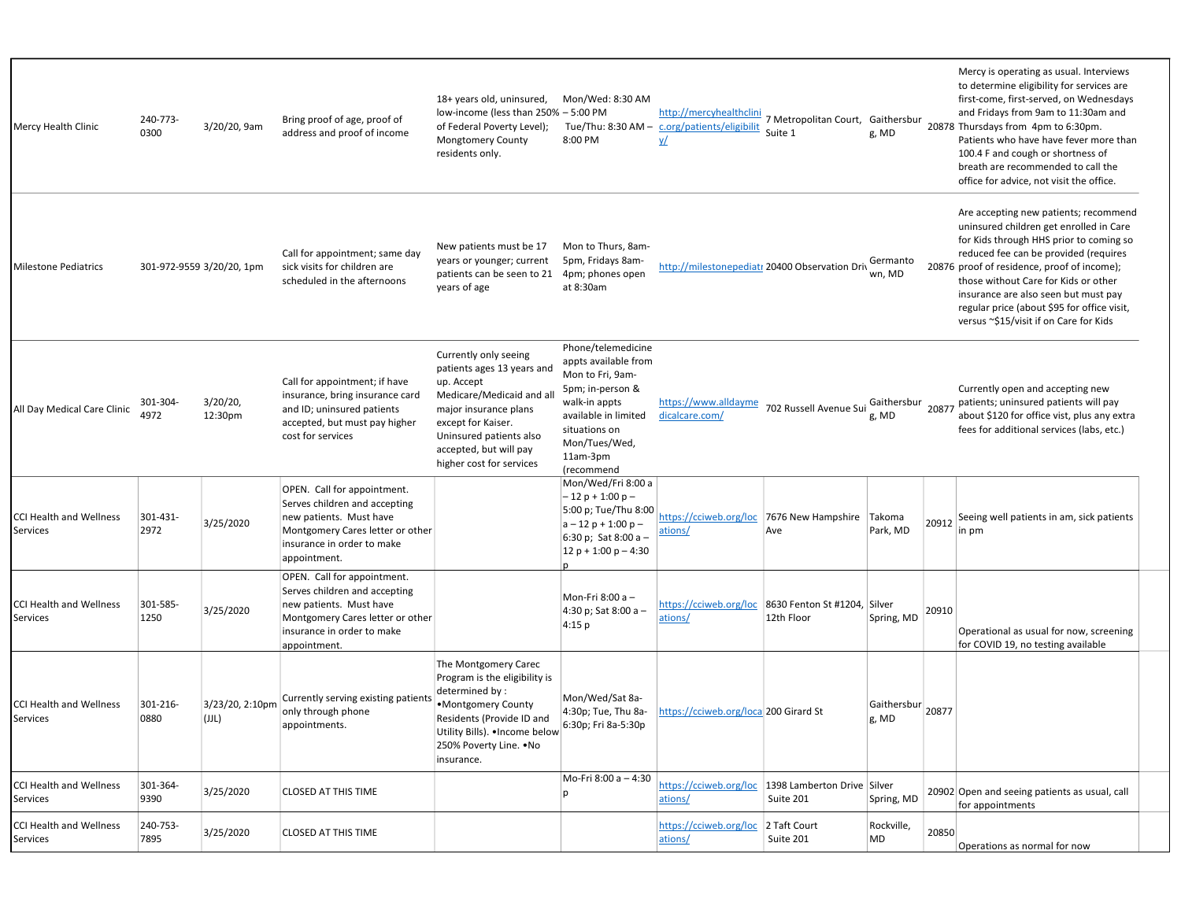| | | | | | | | | | | |
|---|---|---|---|---|---|---|---|---|---|---|
| Mercy Health Clinic | 240-773-0300 | 3/20/20, 9am | Bring proof of age, proof of address and proof of income | 18+ years old, uninsured, low-income (less than 250% of Federal Poverty Level); Mongtomery County residents only. | Mon/Wed: 8:30 AM – 5:00 PM Tue/Thu: 8:30 AM – 8:00 PM | http://mercyhealthclinic.org/patients/eligibility/ | 7 Metropolitan Court, Suite 1 | Gaithersburg, MD | 20878 | Mercy is operating as usual. Interviews to determine eligibility for services are first-come, first-served, on Wednesdays and Fridays from 9am to 11:30am and Thursdays from 4pm to 6:30pm. Patients who have have fever more than 100.4 F and cough or shortness of breath are recommended to call the office for advice, not visit the office. |
| Milestone Pediatrics | 301-972-9559 | 3/20/20, 1pm | Call for appointment; same day sick visits for children are scheduled in the afternoons | New patients must be 17 years or younger; current patients can be seen to 21 years of age | Mon to Thurs, 8am-5pm, Fridays 8am-4pm; phones open at 8:30am | http://milestonepediatr | 20400 Observation Driv | Germantown, MD | 20876 | Are accepting new patients; recommend uninsured children get enrolled in Care for Kids through HHS prior to coming so reduced fee can be provided (requires proof of residence, proof of income); those without Care for Kids or other insurance are also seen but must pay regular price (about $95 for office visit, versus ~$15/visit if on Care for Kids |
| All Day Medical Care Clinic | 301-304-4972 | 3/20/20, 12:30pm | Call for appointment; if have insurance, bring insurance card and ID; uninsured patients accepted, but must pay higher cost for services | Currently only seeing patients ages 13 years and up. Accept Medicare/Medicaid and all major insurance plans except for Kaiser. Uninsured patients also accepted, but will pay higher cost for services | Phone/telemedicine appts available from Mon to Fri, 9am-5pm; in-person & walk-in appts available in limited situations on Mon/Tues/Wed, 11am-3pm (recommend | https://www.alldaymedicalcare.com/ | 702 Russell Avenue Sui | Gaithersburg, MD | 20877 | Currently open and accepting new patients; uninsured patients will pay about $120 for office vist, plus any extra fees for additional services (labs, etc.) |
| CCI Health and Wellness Services | 301-431-2972 | 3/25/2020 | OPEN. Call for appointment. Serves children and accepting new patients. Must have Montgomery Cares letter or other insurance in order to make appointment. | | Mon/Wed/Fri 8:00 a – 12 p + 1:00 p – 5:00 p; Tue/Thu 8:00 a – 12 p + 1:00 p – 6:30 p; Sat 8:00 a – 12 p + 1:00 p – 4:30 p | https://cciweb.org/locations/ | 7676 New Hampshire Ave | Takoma Park, MD | 20912 | Seeing well patients in am, sick patients in pm |
| CCI Health and Wellness Services | 301-585-1250 | 3/25/2020 | OPEN. Call for appointment. Serves children and accepting new patients. Must have Montgomery Cares letter or other insurance in order to make appointment. | | Mon-Fri 8:00 a – 4:30 p; Sat 8:00 a – 4:15 p | https://cciweb.org/locations/ | 8630 Fenton St #1204, 12th Floor | Silver Spring, MD | 20910 | Operational as usual for now, screening for COVID 19, no testing available |
| CCI Health and Wellness Services | 301-216-0880 | 3/23/20, 2:10pm (JJL) | Currently serving existing patients only through phone appointments. | The Montgomery Carec Program is the eligibility is determined by : •Montgomery County Residents (Provide ID and Utility Bills). •Income below 250% Poverty Line. •No insurance. | Mon/Wed/Sat 8a-4:30p; Tue, Thu 8a-6:30p; Fri 8a-5:30p | https://cciweb.org/loca | 200 Girard St | Gaithersburg, MD | 20877 | |
| CCI Health and Wellness Services | 301-364-9390 | 3/25/2020 | CLOSED AT THIS TIME | | Mo-Fri 8:00 a – 4:30 p | https://cciweb.org/locations/ | 1398 Lamberton Drive Suite 201 | Silver Spring, MD | 20902 | Open and seeing patients as usual, call for appointments |
| CCI Health and Wellness Services | 240-753-7895 | 3/25/2020 | CLOSED AT THIS TIME | | | https://cciweb.org/locations/ | 2 Taft Court Suite 201 | Rockville, MD | 20850 | Operations as normal for now |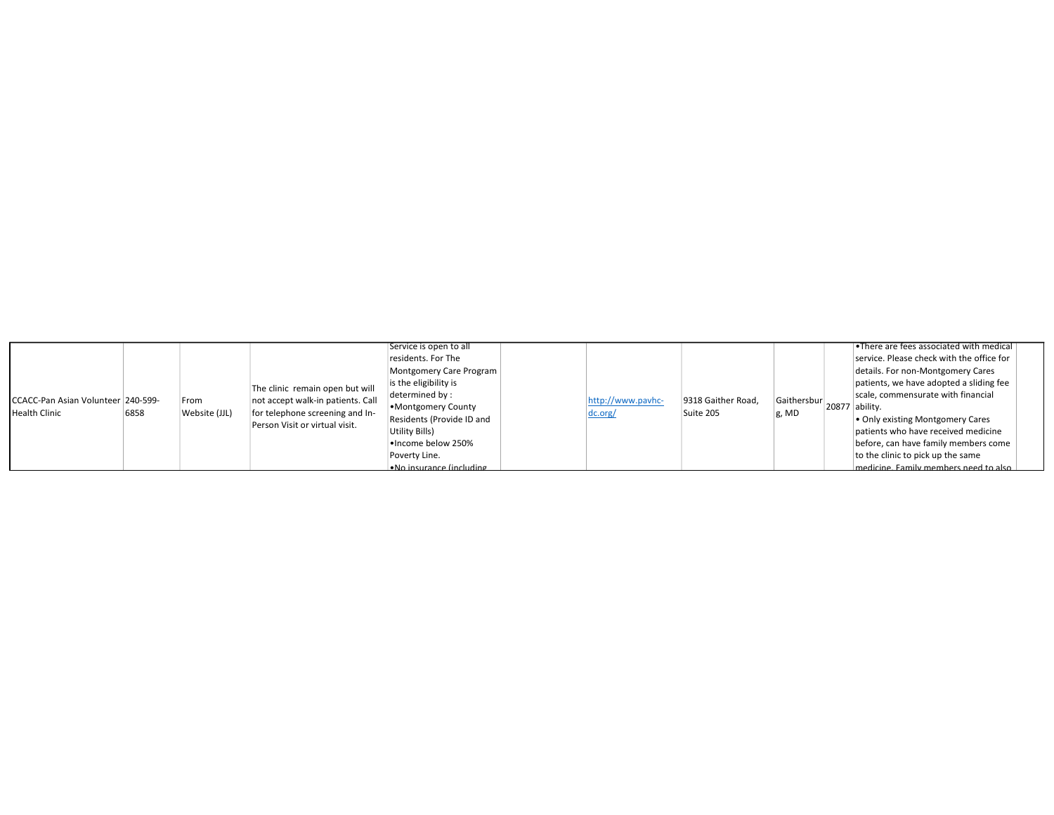| | | | | | | | | | | | |
|---|---|---|---|---|---|---|---|---|---|---|---|
| CCACC-Pan Asian Volunteer Health Clinic | 240-599-6858 | From Website (JJL) | The clinic remain open but will not accept walk-in patients. Call for telephone screening and In-Person Visit or virtual visit. | Service is open to all residents. For The Montgomery Care Program is the eligibility is determined by :<br>•Montgomery County Residents (Provide ID and Utility Bills)<br>•Income below 250% Poverty Line.<br>•No insurance (including | | http://www.pavhc-dc.org/ | 9318 Gaither Road, Suite 205 | Gaithersburg, MD | 20877 | •There are fees associated with medical service. Please check with the office for details. For non-Montgomery Cares patients, we have adopted a sliding fee scale, commensurate with financial ability.<br>• Only existing Montgomery Cares patients who have received medicine before, can have family members come to the clinic to pick up the same medicine. Family members need to also | |